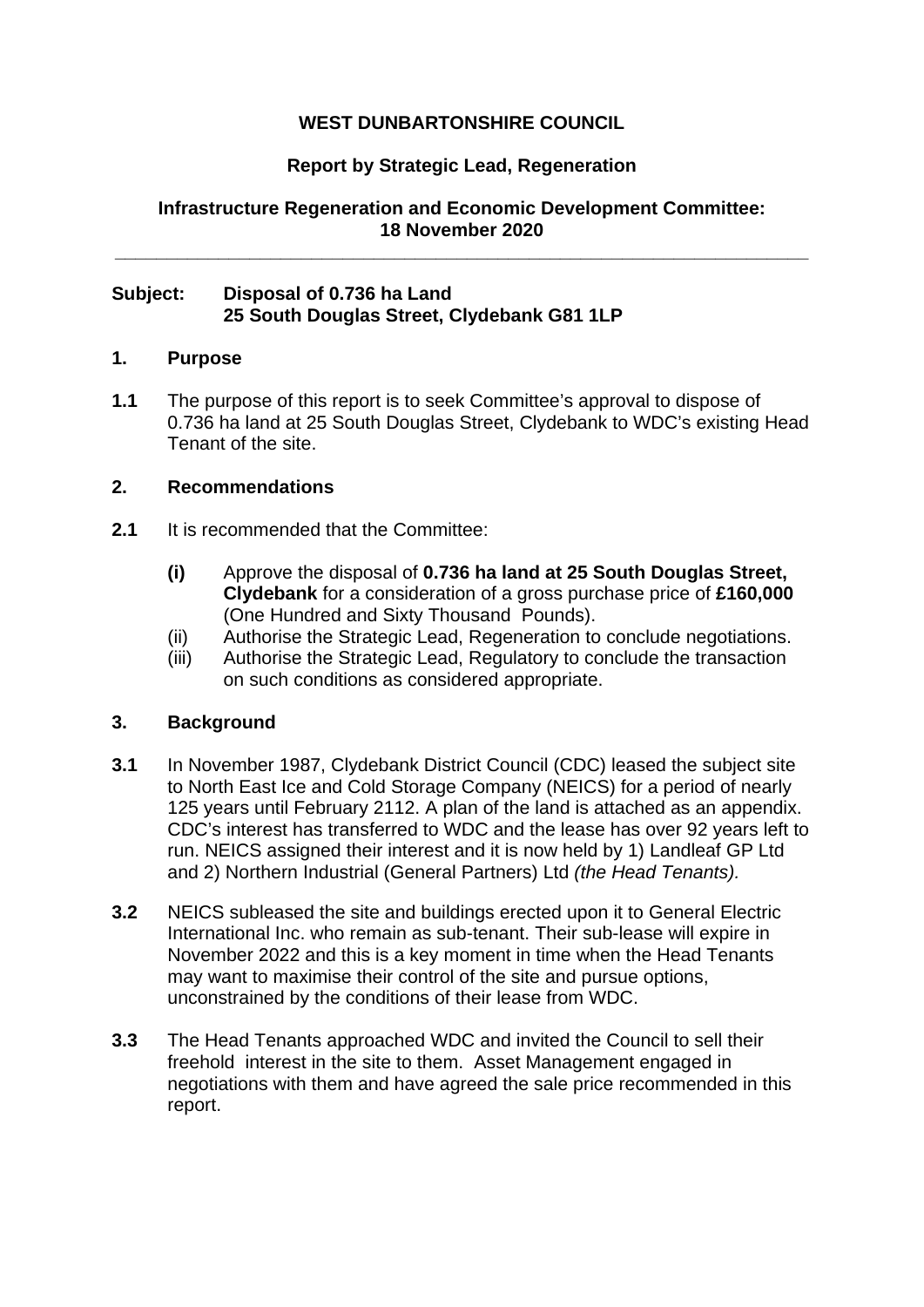**WEST DUNBARTONSHIRE COUNCIL**

**Report by Strategic Lead, Regeneration**

**Infrastructure Regeneration and Economic Development Committee: 18 November 2020**

---

**Subject: Disposal of 0.736 ha Land 25 South Douglas Street, Clydebank G81 1LP**

## 1. Purpose

**1.1** The purpose of this report is to seek Committee's approval to dispose of 0.736 ha land at 25 South Douglas Street, Clydebank to WDC's existing Head Tenant of the site.

## 2. Recommendations

**2.1** It is recommended that the Committee:

**(i)** Approve the disposal of **0.736 ha land at 25 South Douglas Street, Clydebank** for a consideration of a gross purchase price of **£160,000** (One Hundred and Sixty Thousand Pounds).

(ii) Authorise the Strategic Lead, Regeneration to conclude negotiations.

(iii) Authorise the Strategic Lead, Regulatory to conclude the transaction on such conditions as considered appropriate.

## 3. Background

**3.1** In November 1987, Clydebank District Council (CDC) leased the subject site to North East Ice and Cold Storage Company (NEICS) for a period of nearly 125 years until February 2112. A plan of the land is attached as an appendix. CDC's interest has transferred to WDC and the lease has over 92 years left to run. NEICS assigned their interest and it is now held by 1) Landleaf GP Ltd and 2) Northern Industrial (General Partners) Ltd *(the Head Tenants).*

**3.2** NEICS subleased the site and buildings erected upon it to General Electric International Inc. who remain as sub-tenant. Their sub-lease will expire in November 2022 and this is a key moment in time when the Head Tenants may want to maximise their control of the site and pursue options, unconstrained by the conditions of their lease from WDC.

**3.3** The Head Tenants approached WDC and invited the Council to sell their freehold interest in the site to them. Asset Management engaged in negotiations with them and have agreed the sale price recommended in this report.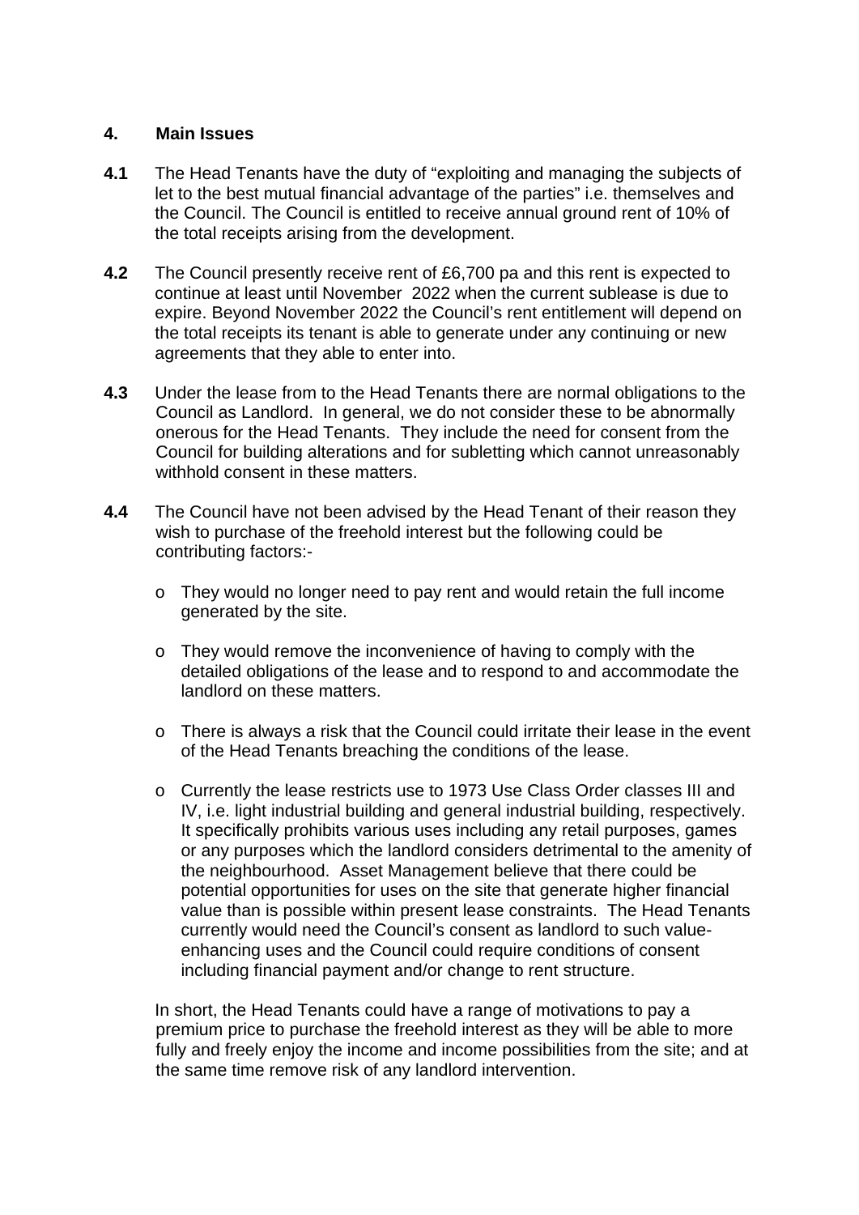## 4. Main Issues

**4.1** The Head Tenants have the duty of "exploiting and managing the subjects of let to the best mutual financial advantage of the parties" i.e. themselves and the Council. The Council is entitled to receive annual ground rent of 10% of the total receipts arising from the development.

**4.2** The Council presently receive rent of £6,700 pa and this rent is expected to continue at least until November 2022 when the current sublease is due to expire. Beyond November 2022 the Council's rent entitlement will depend on the total receipts its tenant is able to generate under any continuing or new agreements that they able to enter into.

**4.3** Under the lease from to the Head Tenants there are normal obligations to the Council as Landlord. In general, we do not consider these to be abnormally onerous for the Head Tenants. They include the need for consent from the Council for building alterations and for subletting which cannot unreasonably withhold consent in these matters.

**4.4** The Council have not been advised by the Head Tenant of their reason they wish to purchase of the freehold interest but the following could be contributing factors:-

- They would no longer need to pay rent and would retain the full income generated by the site.
- They would remove the inconvenience of having to comply with the detailed obligations of the lease and to respond to and accommodate the landlord on these matters.
- There is always a risk that the Council could irritate their lease in the event of the Head Tenants breaching the conditions of the lease.
- Currently the lease restricts use to 1973 Use Class Order classes III and IV, i.e. light industrial building and general industrial building, respectively. It specifically prohibits various uses including any retail purposes, games or any purposes which the landlord considers detrimental to the amenity of the neighbourhood. Asset Management believe that there could be potential opportunities for uses on the site that generate higher financial value than is possible within present lease constraints. The Head Tenants currently would need the Council's consent as landlord to such value-enhancing uses and the Council could require conditions of consent including financial payment and/or change to rent structure.

In short, the Head Tenants could have a range of motivations to pay a premium price to purchase the freehold interest as they will be able to more fully and freely enjoy the income and income possibilities from the site; and at the same time remove risk of any landlord intervention.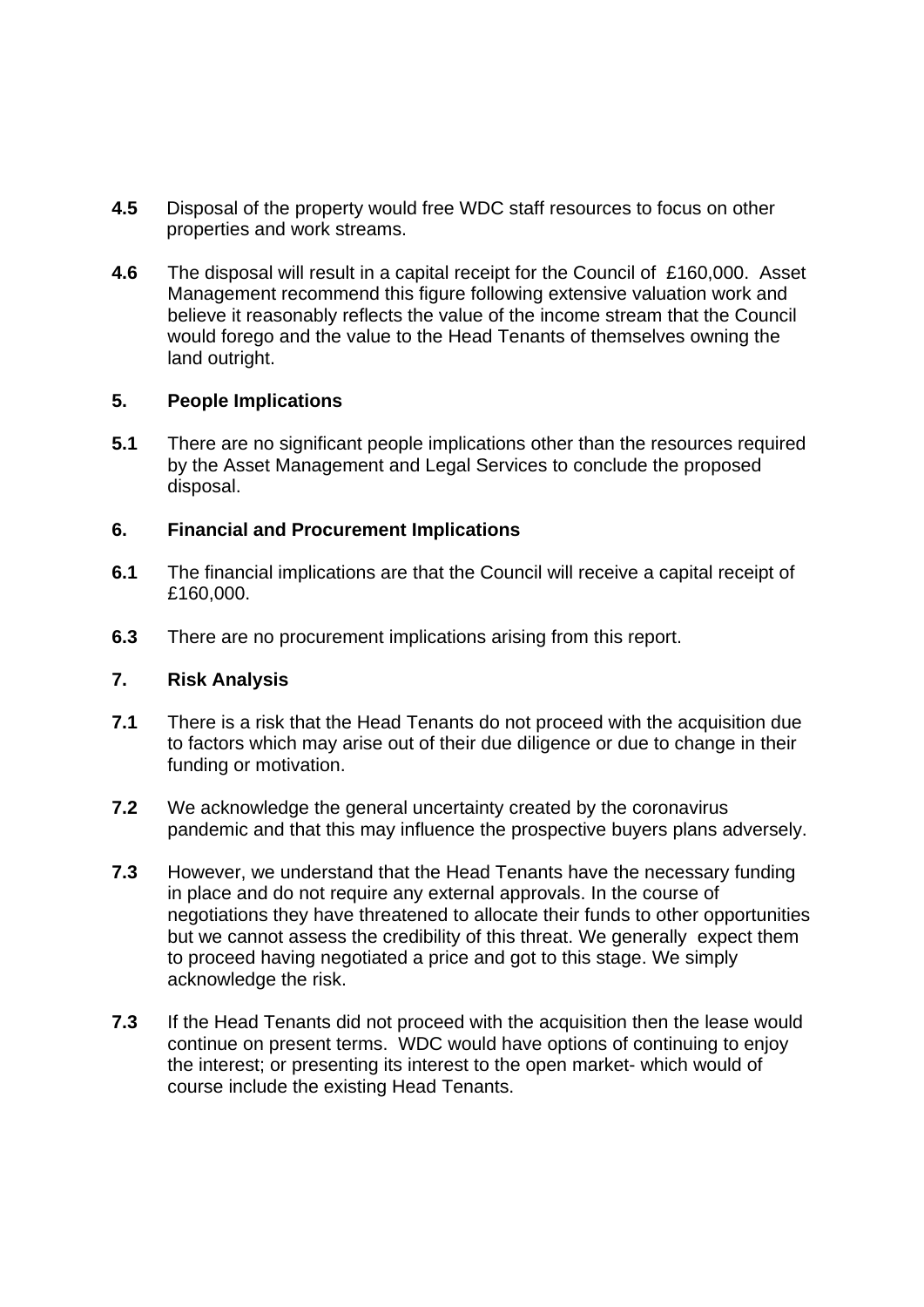**4.5** Disposal of the property would free WDC staff resources to focus on other properties and work streams.

**4.6** The disposal will result in a capital receipt for the Council of £160,000. Asset Management recommend this figure following extensive valuation work and believe it reasonably reflects the value of the income stream that the Council would forego and the value to the Head Tenants of themselves owning the land outright.

## 5. People Implications

**5.1** There are no significant people implications other than the resources required by the Asset Management and Legal Services to conclude the proposed disposal.

## 6. Financial and Procurement Implications

**6.1** The financial implications are that the Council will receive a capital receipt of £160,000.

**6.3** There are no procurement implications arising from this report.

## 7. Risk Analysis

**7.1** There is a risk that the Head Tenants do not proceed with the acquisition due to factors which may arise out of their due diligence or due to change in their funding or motivation.

**7.2** We acknowledge the general uncertainty created by the coronavirus pandemic and that this may influence the prospective buyers plans adversely.

**7.3** However, we understand that the Head Tenants have the necessary funding in place and do not require any external approvals. In the course of negotiations they have threatened to allocate their funds to other opportunities but we cannot assess the credibility of this threat. We generally expect them to proceed having negotiated a price and got to this stage. We simply acknowledge the risk.

**7.3** If the Head Tenants did not proceed with the acquisition then the lease would continue on present terms. WDC would have options of continuing to enjoy the interest; or presenting its interest to the open market- which would of course include the existing Head Tenants.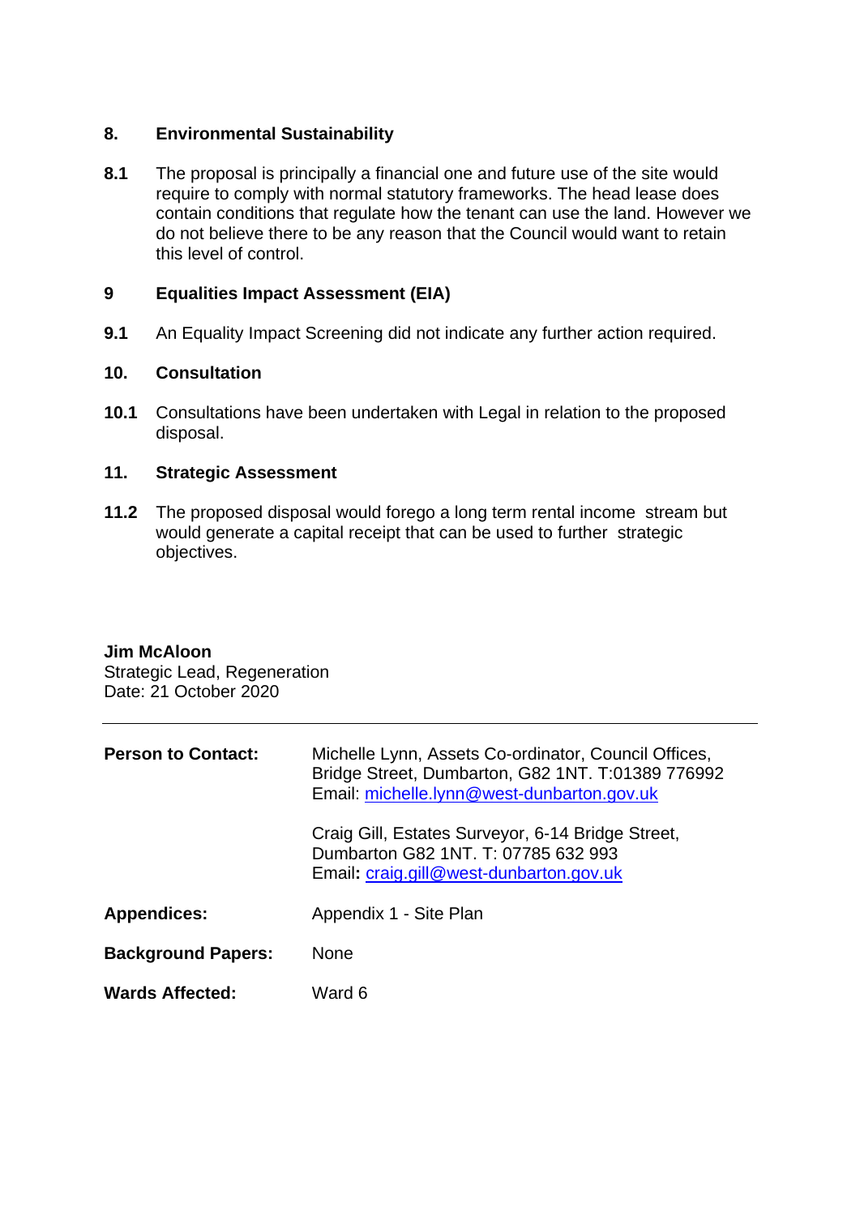## 8. Environmental Sustainability

**8.1** The proposal is principally a financial one and future use of the site would require to comply with normal statutory frameworks. The head lease does contain conditions that regulate how the tenant can use the land. However we do not believe there to be any reason that the Council would want to retain this level of control.

## 9 Equalities Impact Assessment (EIA)

**9.1** An Equality Impact Screening did not indicate any further action required.

## 10. Consultation

**10.1** Consultations have been undertaken with Legal in relation to the proposed disposal.

## 11. Strategic Assessment

**11.2** The proposed disposal would forego a long term rental income stream but would generate a capital receipt that can be used to further strategic objectives.

**Jim McAloon**
Strategic Lead, Regeneration
Date: 21 October 2020

---

| | |
|---|---|
| **Person to Contact:** | Michelle Lynn, Assets Co-ordinator, Council Offices, Bridge Street, Dumbarton, G82 1NT. T:01389 776992 Email: michelle.lynn@west-dunbarton.gov.uk<br><br>Craig Gill, Estates Surveyor, 6-14 Bridge Street, Dumbarton G82 1NT. T: 07785 632 993 Email**:** craig.gill@west-dunbarton.gov.uk |
| **Appendices:** | Appendix 1 - Site Plan |
| **Background Papers:** | None |
| **Wards Affected:** | Ward 6 |